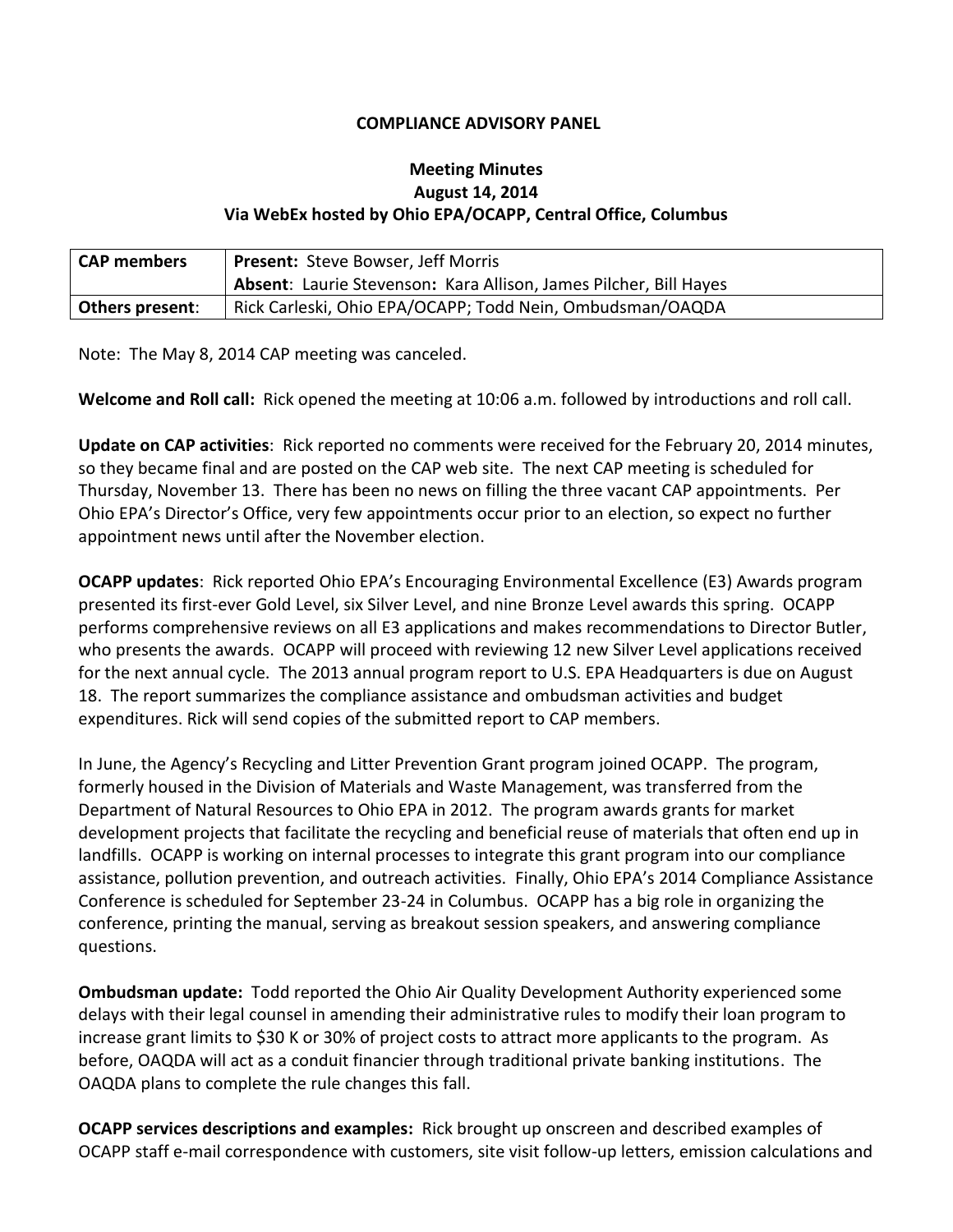**COMPLIANCE ADVISORY PANEL**

**Meeting Minutes**
**August 14, 2014**
**Via WebEx hosted by Ohio EPA/OCAPP, Central Office, Columbus**

| **CAP members** | **Present:** Steve Bowser, Jeff Morris<br>**Absent**: Laurie Stevenson**:** Kara Allison, James Pilcher, Bill Hayes |
|---|---|
| **Others present**: | Rick Carleski, Ohio EPA/OCAPP; Todd Nein, Ombudsman/OAQDA |

Note: The May 8, 2014 CAP meeting was canceled.

**Welcome and Roll call:** Rick opened the meeting at 10:06 a.m. followed by introductions and roll call.

**Update on CAP activities**: Rick reported no comments were received for the February 20, 2014 minutes, so they became final and are posted on the CAP web site. The next CAP meeting is scheduled for Thursday, November 13. There has been no news on filling the three vacant CAP appointments. Per Ohio EPA's Director's Office, very few appointments occur prior to an election, so expect no further appointment news until after the November election.

**OCAPP updates**: Rick reported Ohio EPA's Encouraging Environmental Excellence (E3) Awards program presented its first-ever Gold Level, six Silver Level, and nine Bronze Level awards this spring. OCAPP performs comprehensive reviews on all E3 applications and makes recommendations to Director Butler, who presents the awards. OCAPP will proceed with reviewing 12 new Silver Level applications received for the next annual cycle. The 2013 annual program report to U.S. EPA Headquarters is due on August 18. The report summarizes the compliance assistance and ombudsman activities and budget expenditures. Rick will send copies of the submitted report to CAP members.

In June, the Agency's Recycling and Litter Prevention Grant program joined OCAPP. The program, formerly housed in the Division of Materials and Waste Management, was transferred from the Department of Natural Resources to Ohio EPA in 2012. The program awards grants for market development projects that facilitate the recycling and beneficial reuse of materials that often end up in landfills. OCAPP is working on internal processes to integrate this grant program into our compliance assistance, pollution prevention, and outreach activities. Finally, Ohio EPA's 2014 Compliance Assistance Conference is scheduled for September 23-24 in Columbus. OCAPP has a big role in organizing the conference, printing the manual, serving as breakout session speakers, and answering compliance questions.

**Ombudsman update:** Todd reported the Ohio Air Quality Development Authority experienced some delays with their legal counsel in amending their administrative rules to modify their loan program to increase grant limits to $30 K or 30% of project costs to attract more applicants to the program. As before, OAQDA will act as a conduit financier through traditional private banking institutions. The OAQDA plans to complete the rule changes this fall.

**OCAPP services descriptions and examples:** Rick brought up onscreen and described examples of OCAPP staff e-mail correspondence with customers, site visit follow-up letters, emission calculations and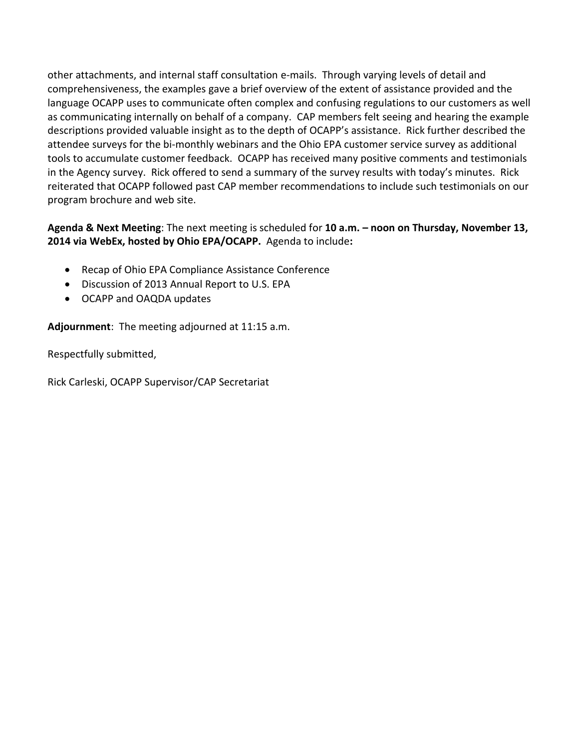other attachments, and internal staff consultation e-mails. Through varying levels of detail and comprehensiveness, the examples gave a brief overview of the extent of assistance provided and the language OCAPP uses to communicate often complex and confusing regulations to our customers as well as communicating internally on behalf of a company. CAP members felt seeing and hearing the example descriptions provided valuable insight as to the depth of OCAPP's assistance. Rick further described the attendee surveys for the bi-monthly webinars and the Ohio EPA customer service survey as additional tools to accumulate customer feedback. OCAPP has received many positive comments and testimonials in the Agency survey. Rick offered to send a summary of the survey results with today's minutes. Rick reiterated that OCAPP followed past CAP member recommendations to include such testimonials on our program brochure and web site.

**Agenda & Next Meeting**: The next meeting is scheduled for **10 a.m. – noon on Thursday, November 13, 2014 via WebEx, hosted by Ohio EPA/OCAPP.** Agenda to include**:**

- Recap of Ohio EPA Compliance Assistance Conference
- Discussion of 2013 Annual Report to U.S. EPA
- OCAPP and OAQDA updates

**Adjournment**: The meeting adjourned at 11:15 a.m.

Respectfully submitted,

Rick Carleski, OCAPP Supervisor/CAP Secretariat